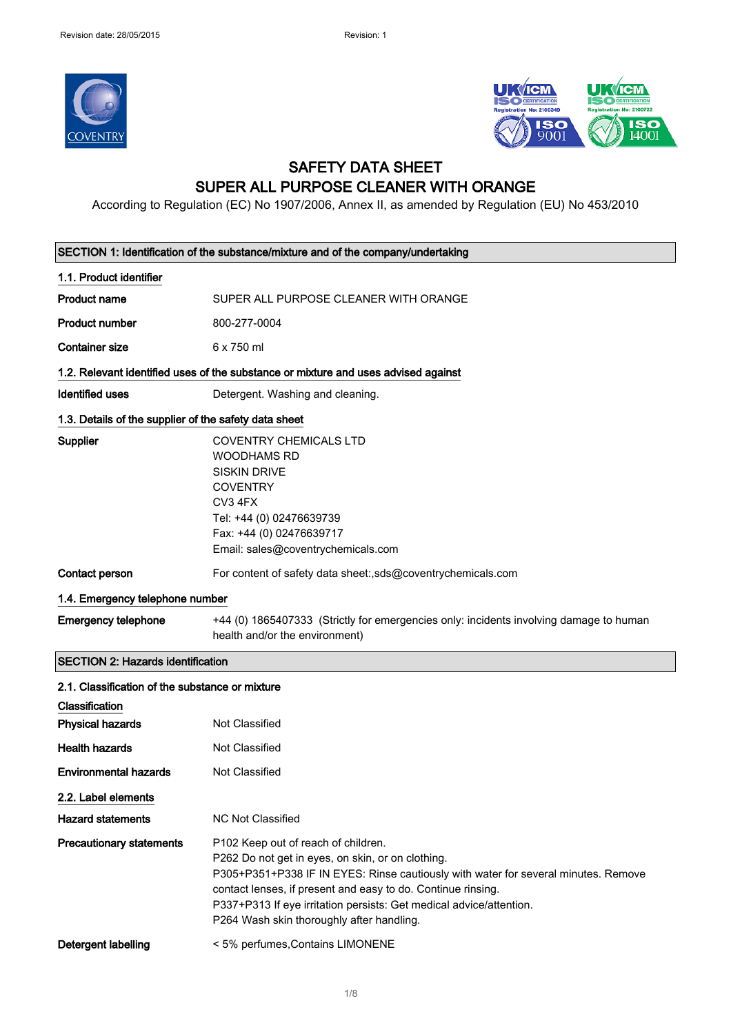Revision date: 28/05/2015 Revision: 1

# SAFETY DATA SHEET
# SUPER ALL PURPOSE CLEANER WITH ORANGE

According to Regulation (EC) No 1907/2006, Annex II, as amended by Regulation (EU) No 453/2010

## SECTION 1: Identification of the substance/mixture and of the company/undertaking

### 1.1. Product identifier

**Product name** SUPER ALL PURPOSE CLEANER WITH ORANGE

**Product number** 800-277-0004

**Container size** 6 x 750 ml

### 1.2. Relevant identified uses of the substance or mixture and uses advised against

**Identified uses** Detergent. Washing and cleaning.

### 1.3. Details of the supplier of the safety data sheet

**Supplier**
COVENTRY CHEMICALS LTD
WOODHAMS RD
SISKIN DRIVE
COVENTRY
CV3 4FX
Tel: +44 (0) 02476639739
Fax: +44 (0) 02476639717
Email: sales@coventrychemicals.com

**Contact person** For content of safety data sheet:,sds@coventrychemicals.com

### 1.4. Emergency telephone number

**Emergency telephone** +44 (0) 1865407333 (Strictly for emergencies only: incidents involving damage to human health and/or the environment)

## SECTION 2: Hazards identification

### 2.1. Classification of the substance or mixture

**Classification**

**Physical hazards** Not Classified

**Health hazards** Not Classified

**Environmental hazards** Not Classified

### 2.2. Label elements

**Hazard statements** NC Not Classified

**Precautionary statements**
P102 Keep out of reach of children.
P262 Do not get in eyes, on skin, or on clothing.
P305+P351+P338 IF IN EYES: Rinse cautiously with water for several minutes. Remove contact lenses, if present and easy to do. Continue rinsing.
P337+P313 If eye irritation persists: Get medical advice/attention.
P264 Wash skin thoroughly after handling.

**Detergent labelling** < 5% perfumes,Contains LIMONENE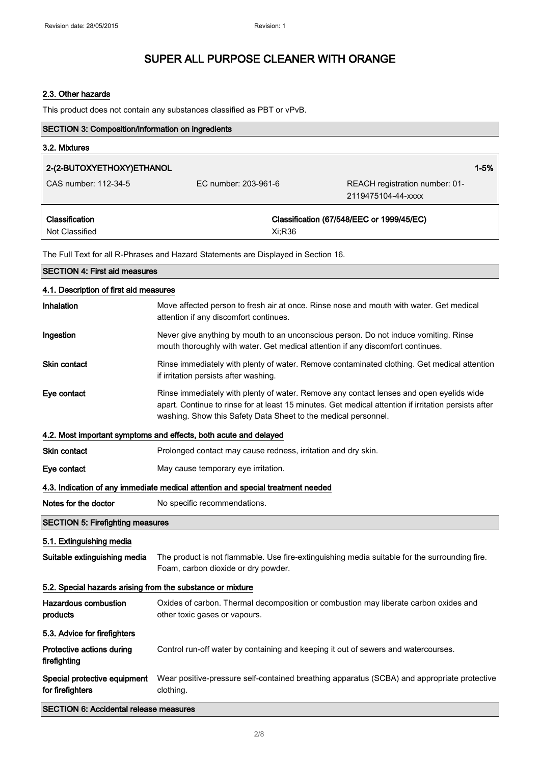### 2.3. Other hazards

This product does not contain any substances classified as PBT or vPvB.

## SECTION 3: Composition/information on ingredients

### 3.2. Mixtures

| 2-(2-BUTOXYETHOXY)ETHANOL | | 1-5% |
|---|---|---|
| CAS number: 112-34-5 | EC number: 203-961-6 | REACH registration number: 01-2119475104-44-xxxx |
| **Classification** | **Classification (67/548/EEC or 1999/45/EC)** | |
| Not Classified | Xi;R36 | |

The Full Text for all R-Phrases and Hazard Statements are Displayed in Section 16.

## SECTION 4: First aid measures

### 4.1. Description of first aid measures

**Inhalation** Move affected person to fresh air at once. Rinse nose and mouth with water. Get medical attention if any discomfort continues.

**Ingestion** Never give anything by mouth to an unconscious person. Do not induce vomiting. Rinse mouth thoroughly with water. Get medical attention if any discomfort continues.

**Skin contact** Rinse immediately with plenty of water. Remove contaminated clothing. Get medical attention if irritation persists after washing.

**Eye contact** Rinse immediately with plenty of water. Remove any contact lenses and open eyelids wide apart. Continue to rinse for at least 15 minutes. Get medical attention if irritation persists after washing. Show this Safety Data Sheet to the medical personnel.

### 4.2. Most important symptoms and effects, both acute and delayed

**Skin contact** Prolonged contact may cause redness, irritation and dry skin.

**Eye contact** May cause temporary eye irritation.

### 4.3. Indication of any immediate medical attention and special treatment needed

**Notes for the doctor** No specific recommendations.

## SECTION 5: Firefighting measures

### 5.1. Extinguishing media

**Suitable extinguishing media** The product is not flammable. Use fire-extinguishing media suitable for the surrounding fire. Foam, carbon dioxide or dry powder.

### 5.2. Special hazards arising from the substance or mixture

**Hazardous combustion products** Oxides of carbon. Thermal decomposition or combustion may liberate carbon oxides and other toxic gases or vapours.

### 5.3. Advice for firefighters

**Protective actions during firefighting** Control run-off water by containing and keeping it out of sewers and watercourses.

**Special protective equipment for firefighters** Wear positive-pressure self-contained breathing apparatus (SCBA) and appropriate protective clothing.

## SECTION 6: Accidental release measures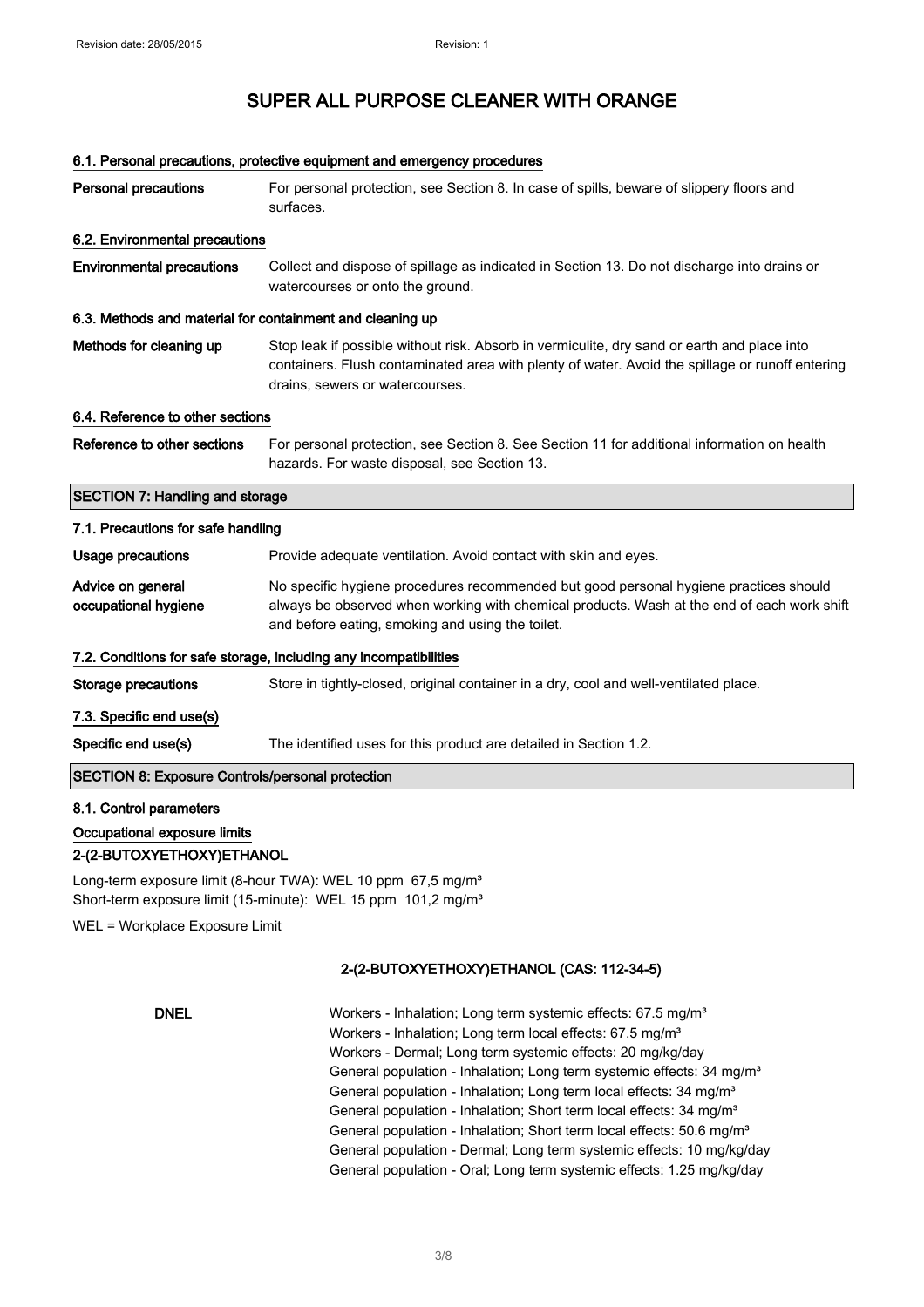#### 6.1. Personal precautions, protective equipment and emergency procedures

| | |
|---|---|
| **Personal precautions** | For personal protection, see Section 8. In case of spills, beware of slippery floors and surfaces. |

#### 6.2. Environmental precautions

| | |
|---|---|
| **Environmental precautions** | Collect and dispose of spillage as indicated in Section 13. Do not discharge into drains or watercourses or onto the ground. |

#### 6.3. Methods and material for containment and cleaning up

| | |
|---|---|
| **Methods for cleaning up** | Stop leak if possible without risk. Absorb in vermiculite, dry sand or earth and place into containers. Flush contaminated area with plenty of water. Avoid the spillage or runoff entering drains, sewers or watercourses. |

#### 6.4. Reference to other sections

| | |
|---|---|
| **Reference to other sections** | For personal protection, see Section 8. See Section 11 for additional information on health hazards. For waste disposal, see Section 13. |

## SECTION 7: Handling and storage

#### 7.1. Precautions for safe handling

| | |
|---|---|
| **Usage precautions** | Provide adequate ventilation. Avoid contact with skin and eyes. |
| **Advice on general occupational hygiene** | No specific hygiene procedures recommended but good personal hygiene practices should always be observed when working with chemical products. Wash at the end of each work shift and before eating, smoking and using the toilet. |

#### 7.2. Conditions for safe storage, including any incompatibilities

| | |
|---|---|
| **Storage precautions** | Store in tightly-closed, original container in a dry, cool and well-ventilated place. |

#### 7.3. Specific end use(s)

| | |
|---|---|
| **Specific end use(s)** | The identified uses for this product are detailed in Section 1.2. |

## SECTION 8: Exposure Controls/personal protection

#### 8.1. Control parameters

**Occupational exposure limits**

**2-(2-BUTOXYETHOXY)ETHANOL**

Long-term exposure limit (8-hour TWA): WEL 10 ppm 67,5 mg/m³
Short-term exposure limit (15-minute): WEL 15 ppm 101,2 mg/m³

WEL = Workplace Exposure Limit

**2-(2-BUTOXYETHOXY)ETHANOL (CAS: 112-34-5)**

**DNEL**

Workers - Inhalation; Long term systemic effects: 67.5 mg/m³
Workers - Inhalation; Long term local effects: 67.5 mg/m³
Workers - Dermal; Long term systemic effects: 20 mg/kg/day
General population - Inhalation; Long term systemic effects: 34 mg/m³
General population - Inhalation; Long term local effects: 34 mg/m³
General population - Inhalation; Short term local effects: 34 mg/m³
General population - Inhalation; Short term local effects: 50.6 mg/m³
General population - Dermal; Long term systemic effects: 10 mg/kg/day
General population - Oral; Long term systemic effects: 1.25 mg/kg/day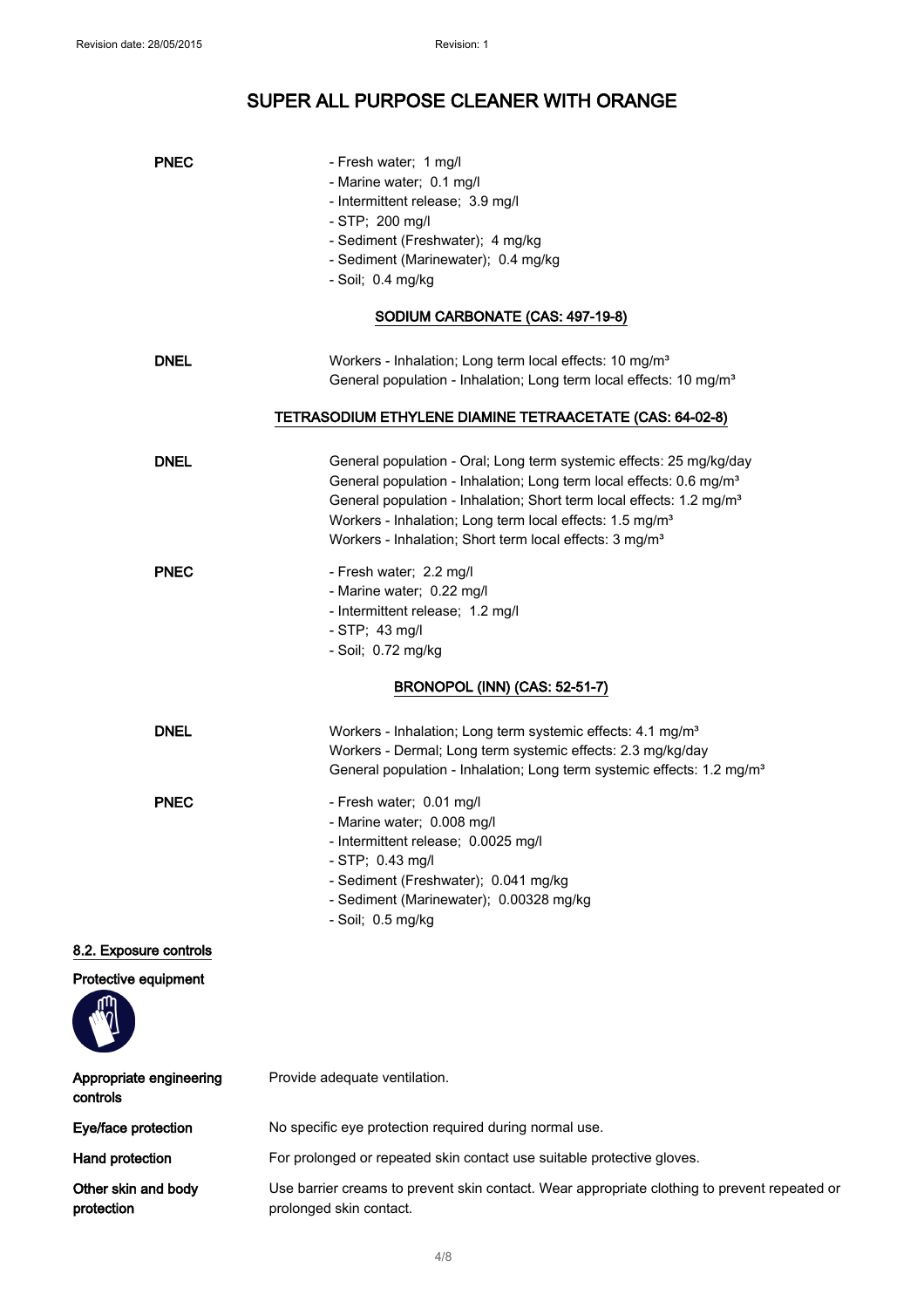**PNEC**

- Fresh water; 1 mg/l
- Marine water; 0.1 mg/l
- Intermittent release; 3.9 mg/l
- STP; 200 mg/l
- Sediment (Freshwater); 4 mg/kg
- Sediment (Marinewater); 0.4 mg/kg
- Soil; 0.4 mg/kg

**SODIUM CARBONATE (CAS: 497-19-8)**

**DNEL**

Workers - Inhalation; Long term local effects: 10 mg/m³
General population - Inhalation; Long term local effects: 10 mg/m³

**TETRASODIUM ETHYLENE DIAMINE TETRAACETATE (CAS: 64-02-8)**

**DNEL**

General population - Oral; Long term systemic effects: 25 mg/kg/day
General population - Inhalation; Long term local effects: 0.6 mg/m³
General population - Inhalation; Short term local effects: 1.2 mg/m³
Workers - Inhalation; Long term local effects: 1.5 mg/m³
Workers - Inhalation; Short term local effects: 3 mg/m³

**PNEC**

- Fresh water; 2.2 mg/l
- Marine water; 0.22 mg/l
- Intermittent release; 1.2 mg/l
- STP; 43 mg/l
- Soil; 0.72 mg/kg

**BRONOPOL (INN) (CAS: 52-51-7)**

**DNEL**

Workers - Inhalation; Long term systemic effects: 4.1 mg/m³
Workers - Dermal; Long term systemic effects: 2.3 mg/kg/day
General population - Inhalation; Long term systemic effects: 1.2 mg/m³

**PNEC**

- Fresh water; 0.01 mg/l
- Marine water; 0.008 mg/l
- Intermittent release; 0.0025 mg/l
- STP; 0.43 mg/l
- Sediment (Freshwater); 0.041 mg/kg
- Sediment (Marinewater); 0.00328 mg/kg
- Soil; 0.5 mg/kg

## 8.2. Exposure controls

**Protective equipment**

| | |
|---|---|
| **Appropriate engineering controls** | Provide adequate ventilation. |
| **Eye/face protection** | No specific eye protection required during normal use. |
| **Hand protection** | For prolonged or repeated skin contact use suitable protective gloves. |
| **Other skin and body protection** | Use barrier creams to prevent skin contact. Wear appropriate clothing to prevent repeated or prolonged skin contact. |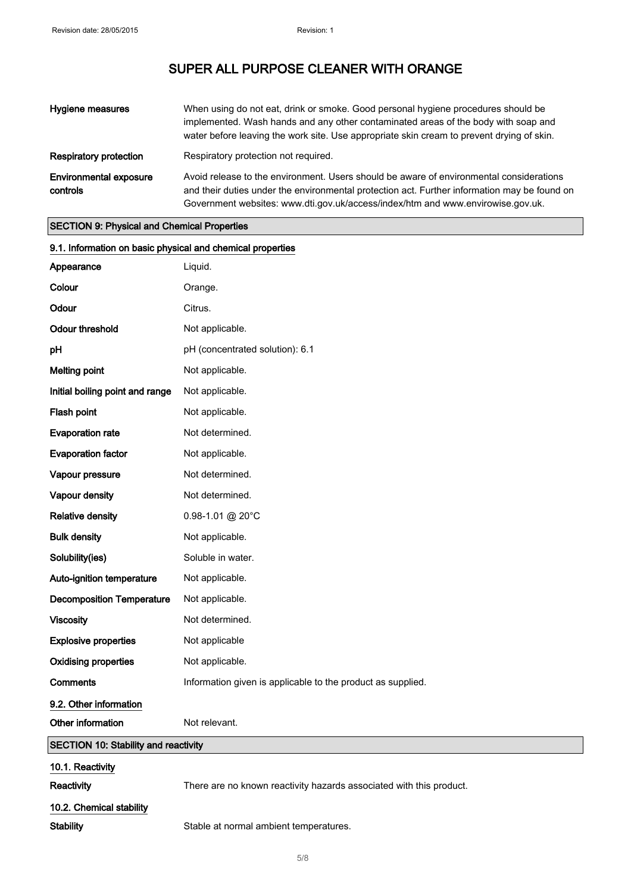| | |
|---|---|
| **Hygiene measures** | When using do not eat, drink or smoke. Good personal hygiene procedures should be implemented. Wash hands and any other contaminated areas of the body with soap and water before leaving the work site. Use appropriate skin cream to prevent drying of skin. |
| **Respiratory protection** | Respiratory protection not required. |
| **Environmental exposure controls** | Avoid release to the environment. Users should be aware of environmental considerations and their duties under the environmental protection act. Further information may be found on Government websites: www.dti.gov.uk/access/index/htm and www.envirowise.gov.uk. |

## SECTION 9: Physical and Chemical Properties

### 9.1. Information on basic physical and chemical properties

| | |
|---|---|
| **Appearance** | Liquid. |
| **Colour** | Orange. |
| **Odour** | Citrus. |
| **Odour threshold** | Not applicable. |
| **pH** | pH (concentrated solution): 6.1 |
| **Melting point** | Not applicable. |
| **Initial boiling point and range** | Not applicable. |
| **Flash point** | Not applicable. |
| **Evaporation rate** | Not determined. |
| **Evaporation factor** | Not applicable. |
| **Vapour pressure** | Not determined. |
| **Vapour density** | Not determined. |
| **Relative density** | 0.98-1.01 @ 20°C |
| **Bulk density** | Not applicable. |
| **Solubility(ies)** | Soluble in water. |
| **Auto-ignition temperature** | Not applicable. |
| **Decomposition Temperature** | Not applicable. |
| **Viscosity** | Not determined. |
| **Explosive properties** | Not applicable |
| **Oxidising properties** | Not applicable. |
| **Comments** | Information given is applicable to the product as supplied. |

### 9.2. Other information

| | |
|---|---|
| **Other information** | Not relevant. |

## SECTION 10: Stability and reactivity

### 10.1. Reactivity

| | |
|---|---|
| **Reactivity** | There are no known reactivity hazards associated with this product. |

### 10.2. Chemical stability

| | |
|---|---|
| **Stability** | Stable at normal ambient temperatures. |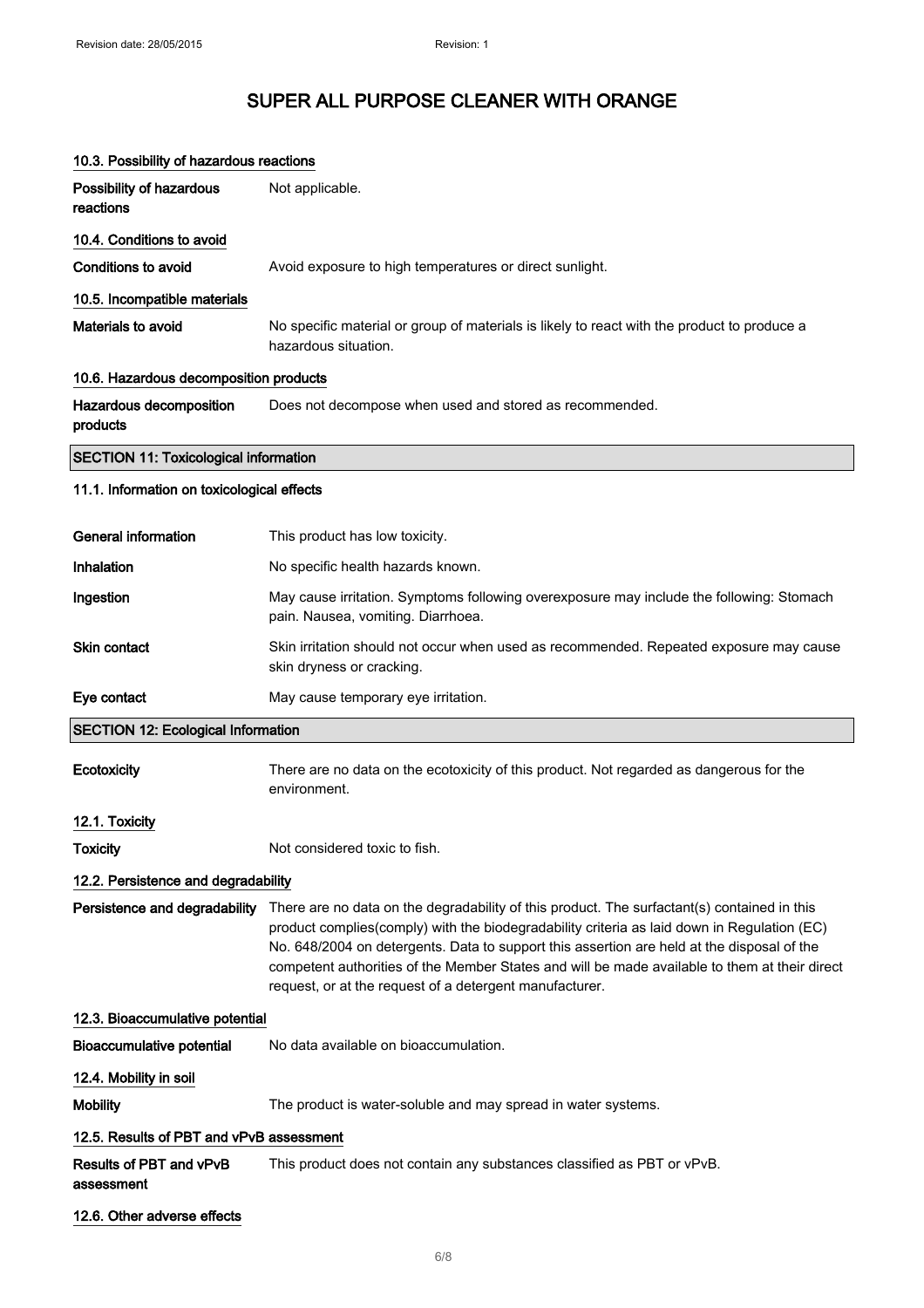### 10.3. Possibility of hazardous reactions

**Possibility of hazardous reactions** Not applicable.

### 10.4. Conditions to avoid

**Conditions to avoid** Avoid exposure to high temperatures or direct sunlight.

### 10.5. Incompatible materials

**Materials to avoid** No specific material or group of materials is likely to react with the product to produce a hazardous situation.

### 10.6. Hazardous decomposition products

**Hazardous decomposition products** Does not decompose when used and stored as recommended.

## SECTION 11: Toxicological information

### 11.1. Information on toxicological effects

**General information** This product has low toxicity.

**Inhalation** No specific health hazards known.

**Ingestion** May cause irritation. Symptoms following overexposure may include the following: Stomach pain. Nausea, vomiting. Diarrhoea.

**Skin contact** Skin irritation should not occur when used as recommended. Repeated exposure may cause skin dryness or cracking.

**Eye contact** May cause temporary eye irritation.

## SECTION 12: Ecological Information

**Ecotoxicity** There are no data on the ecotoxicity of this product. Not regarded as dangerous for the environment.

### 12.1. Toxicity

**Toxicity** Not considered toxic to fish.

### 12.2. Persistence and degradability

**Persistence and degradability** There are no data on the degradability of this product. The surfactant(s) contained in this product complies(comply) with the biodegradability criteria as laid down in Regulation (EC) No. 648/2004 on detergents. Data to support this assertion are held at the disposal of the competent authorities of the Member States and will be made available to them at their direct request, or at the request of a detergent manufacturer.

### 12.3. Bioaccumulative potential

**Bioaccumulative potential** No data available on bioaccumulation.

### 12.4. Mobility in soil

**Mobility** The product is water-soluble and may spread in water systems.

### 12.5. Results of PBT and vPvB assessment

**Results of PBT and vPvB assessment** This product does not contain any substances classified as PBT or vPvB.

### 12.6. Other adverse effects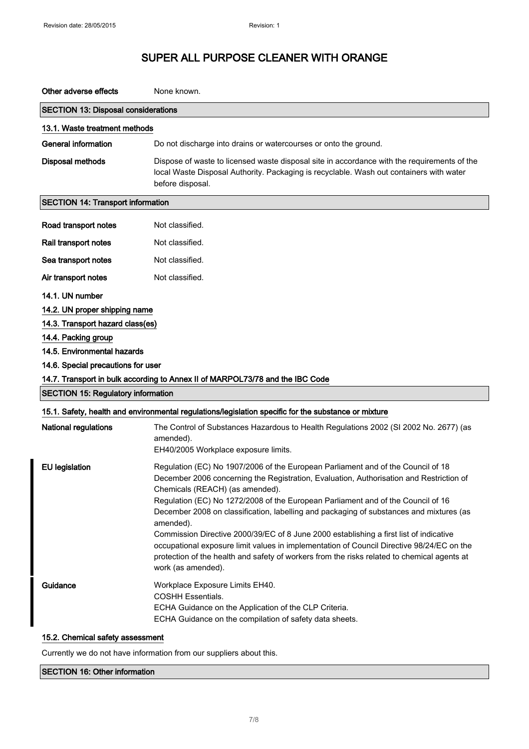| | |
|---|---|
| **Other adverse effects** | None known. |

## SECTION 13: Disposal considerations

### 13.1. Waste treatment methods

| | |
|---|---|
| **General information** | Do not discharge into drains or watercourses or onto the ground. |
| **Disposal methods** | Dispose of waste to licensed waste disposal site in accordance with the requirements of the local Waste Disposal Authority. Packaging is recyclable. Wash out containers with water before disposal. |

## SECTION 14: Transport information

| | |
|---|---|
| **Road transport notes** | Not classified. |
| **Rail transport notes** | Not classified. |
| **Sea transport notes** | Not classified. |
| **Air transport notes** | Not classified. |

### 14.1. UN number

### 14.2. UN proper shipping name

### 14.3. Transport hazard class(es)

### 14.4. Packing group

### 14.5. Environmental hazards

### 14.6. Special precautions for user

### 14.7. Transport in bulk according to Annex II of MARPOL73/78 and the IBC Code

## SECTION 15: Regulatory information

### 15.1. Safety, health and environmental regulations/legislation specific for the substance or mixture

| | |
|---|---|
| **National regulations** | The Control of Substances Hazardous to Health Regulations 2002 (SI 2002 No. 2677) (as amended).<br>EH40/2005 Workplace exposure limits. |
| **EU legislation** | Regulation (EC) No 1907/2006 of the European Parliament and of the Council of 18 December 2006 concerning the Registration, Evaluation, Authorisation and Restriction of Chemicals (REACH) (as amended).<br>Regulation (EC) No 1272/2008 of the European Parliament and of the Council of 16 December 2008 on classification, labelling and packaging of substances and mixtures (as amended).<br>Commission Directive 2000/39/EC of 8 June 2000 establishing a first list of indicative occupational exposure limit values in implementation of Council Directive 98/24/EC on the protection of the health and safety of workers from the risks related to chemical agents at work (as amended). |
| **Guidance** | Workplace Exposure Limits EH40.<br>COSHH Essentials.<br>ECHA Guidance on the Application of the CLP Criteria.<br>ECHA Guidance on the compilation of safety data sheets. |

### 15.2. Chemical safety assessment

Currently we do not have information from our suppliers about this.

## SECTION 16: Other information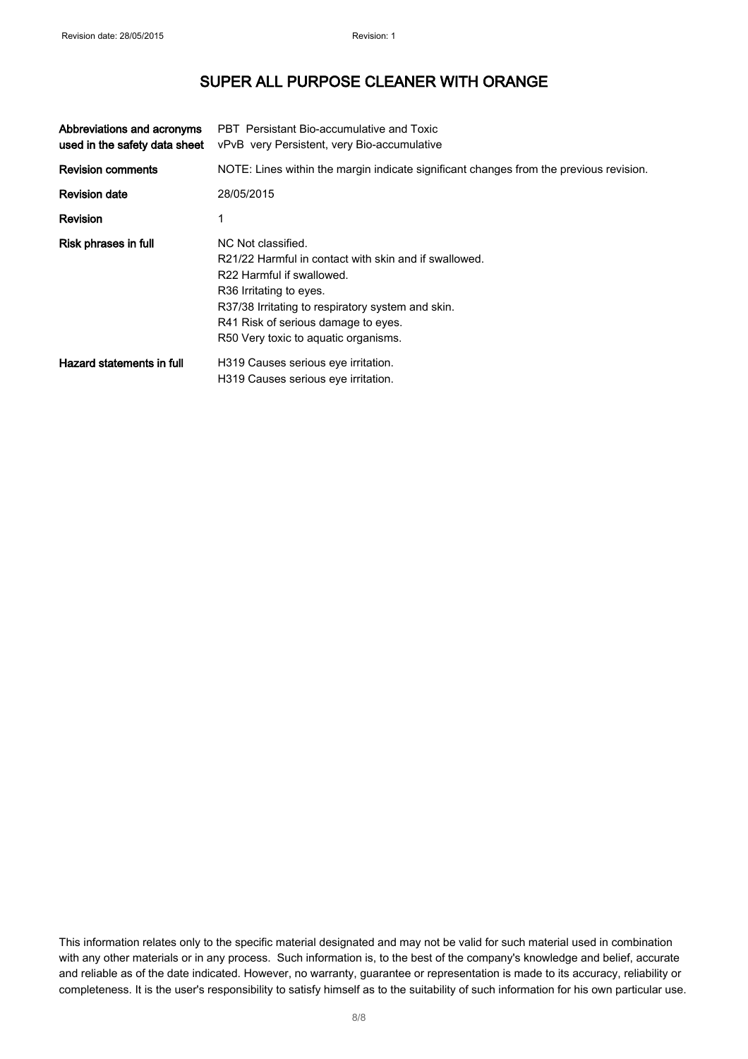# SUPER ALL PURPOSE CLEANER WITH ORANGE

| | |
|---|---|
| **Abbreviations and acronyms used in the safety data sheet** | PBT Persistant Bio-accumulative and Toxic<br>vPvB very Persistent, very Bio-accumulative |
| **Revision comments** | NOTE: Lines within the margin indicate significant changes from the previous revision. |
| **Revision date** | 28/05/2015 |
| **Revision** | 1 |
| **Risk phrases in full** | NC Not classified.<br>R21/22 Harmful in contact with skin and if swallowed.<br>R22 Harmful if swallowed.<br>R36 Irritating to eyes.<br>R37/38 Irritating to respiratory system and skin.<br>R41 Risk of serious damage to eyes.<br>R50 Very toxic to aquatic organisms. |
| **Hazard statements in full** | H319 Causes serious eye irritation.<br>H319 Causes serious eye irritation. |

This information relates only to the specific material designated and may not be valid for such material used in combination with any other materials or in any process. Such information is, to the best of the company's knowledge and belief, accurate and reliable as of the date indicated. However, no warranty, guarantee or representation is made to its accuracy, reliability or completeness. It is the user's responsibility to satisfy himself as to the suitability of such information for his own particular use.